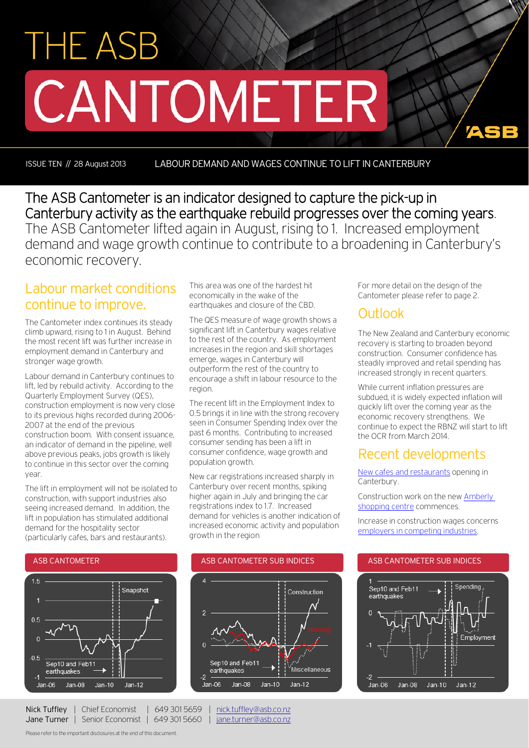# THE ASB CANTOMETER

ISSUE TEN // 28 August 2013 — LABOUR DEMAND AND WAGES CONTINUE TO LIFT IN CANTERBURY

**The ASB Cantometer is an indicator designed to capture the pick-up in Canterbury activity as the earthquake rebuild progresses over the coming years.** The ASB Cantometer lifted again in August, rising to 1. Increased employment demand and wage growth continue to contribute to a broadening in Canterbury's economic recovery.

## Labour market conditions continue to improve.

The Cantometer index continues its steady climb upward, rising to 1 in August. Behind the most recent lift was further increase in employment demand in Canterbury and stronger wage growth.

Labour demand in Canterbury continues to lift, led by rebuild activity. According to the Quarterly Employment Survey (QES), construction employment is now very close to its previous highs recorded during 2006-2007 at the end of the previous construction boom. With consent issuance, an indicator of demand in the pipeline, well above previous peaks, jobs growth is likely to continue in this sector over the coming year.

The lift in employment will not be isolated to construction, with support industries also seeing increased demand. In addition, the lift in population has stimulated additional demand for the hospitality sector (particularly cafes, bars and restaurants). This area was one of the hardest hit economically in the wake of the earthquakes and closure of the CBD.

The QES measure of wage growth shows a significant lift in Canterbury wages relative to the rest of the country. As employment increases in the region and skill shortages emerge, wages in Canterbury will outperform the rest of the country to encourage a shift in labour resource to the region.

The recent lift in the Employment Index to 0.5 brings it in line with the strong recovery seen in Consumer Spending Index over the past 6 months. Contributing to increased consumer sending has been a lift in consumer confidence, wage growth and population growth.

New car registrations increased sharply in Canterbury over recent months, spiking higher again in July and bringing the car registrations index to 1.7. Increased demand for vehicles is another indication of increased economic activity and population growth in the region

For more detail on the design of the Cantometer please refer to page 2.

## Outlook

The New Zealand and Canterbury economic recovery is starting to broaden beyond construction. Consumer confidence has steadily improved and retail spending has increased strongly in recent quarters.

While current inflation pressures are subdued, it is widely expected inflation will quickly lift over the coming year as the economic recovery strengthens. We continue to expect the RBNZ will start to lift the OCR from March 2014.

## Recent developments

New cafes and restaurants opening in Canterbury.

Construction work on the new Amberly shopping centre commences.

Increase in construction wages concerns employers in competing industries.

**ASB CANTOMETER**

**ASB CANTOMETER SUB INDICES**

**ASB CANTOMETER SUB INDICES**

| Nick Tuffley | Chief Economist | 649 301 5659 | nick.tuffley@asb.co.nz |
|---|---|---|---|
| Jane Turner | Senior Economist | 649 301 5660 | jane.turner@asb.co.nz |

Please refer to the important disclosures at the end of this document.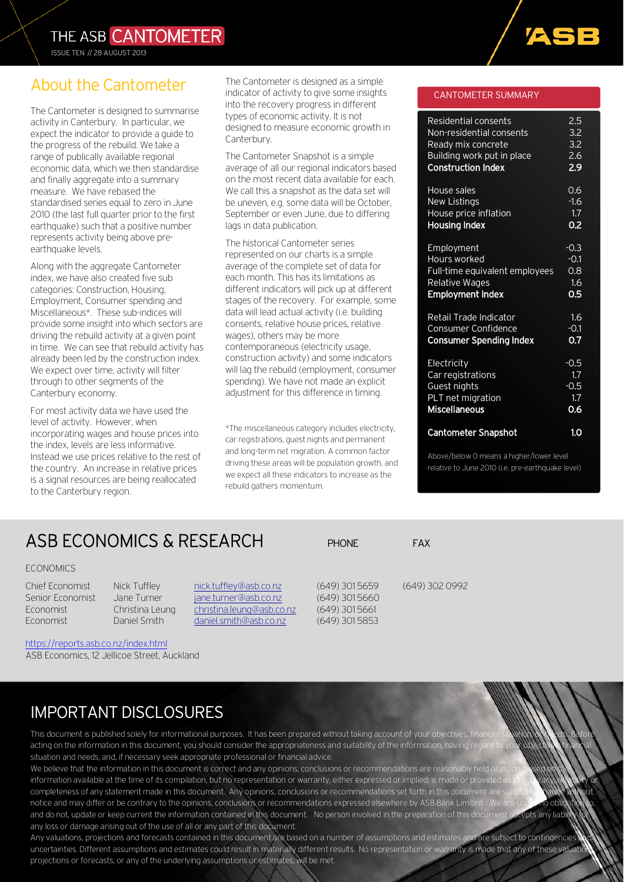## About the Cantometer

The Cantometer is designed to summarise activity in Canterbury. In particular, we expect the indicator to provide a guide to the progress of the rebuild. We take a range of publically available regional economic data, which we then standardise and finally aggregate into a summary measure. We have rebased the standardised series equal to zero in June 2010 (the last full quarter prior to the first earthquake) such that a positive number represents activity being above pre-earthquake levels.

Along with the aggregate Cantometer index, we have also created five sub categories: Construction, Housing, Employment, Consumer spending and Miscellaneous*. These sub-indices will provide some insight into which sectors are driving the rebuild activity at a given point in time. We can see that rebuild activity has already been led by the construction index. We expect over time, activity will filter through to other segments of the Canterbury economy.

For most activity data we have used the level of activity. However, when incorporating wages and house prices into the index, levels are less informative. Instead we use prices relative to the rest of the country. An increase in relative prices is a signal resources are being reallocated to the Canterbury region.

The Cantometer is designed as a simple indicator of activity to give some insights into the recovery progress in different types of economic activity. It is not designed to measure economic growth in Canterbury.

The Cantometer Snapshot is a simple average of all our regional indicators based on the most recent data available for each. We call this a snapshot as the data set will be uneven, e.g. some data will be October, September or even June, due to differing lags in data publication.

The historical Cantometer series represented on our charts is a simple average of the complete set of data for each month. This has its limitations as different indicators will pick up at different stages of the recovery. For example, some data will lead actual activity (i.e. building consents, relative house prices, relative wages), others may be more contemporaneous (electricity usage, construction activity) and some indicators will lag the rebuild (employment, consumer spending). We have not made an explicit adjustment for this difference in timing.

*The miscellaneous category includes electricity, car registrations, guest nights and permanent and long-term net migration. A common factor driving these areas will be population growth, and we expect all these indicators to increase as the rebuild gathers momentum.

### CANTOMETER SUMMARY

| | |
|---|---|
| Residential consents | 2.5 |
| Non-residential consents | 3.2 |
| Ready mix concrete | 3.2 |
| Building work put in place | 2.6 |
| **Construction Index** | **2.9** |
| House sales | 0.6 |
| New Listings | -1.6 |
| House price inflation | 1.7 |
| **Housing Index** | **0.2** |
| Employment | -0.3 |
| Hours worked | -0.1 |
| Full-time equivalent employees | 0.8 |
| Relative Wages | 1.6 |
| **Employment Index** | **0.5** |
| Retail Trade Indicator | 1.6 |
| Consumer Confidence | -0.1 |
| **Consumer Spending Index** | **0.7** |
| Electricity | -0.5 |
| Car registrations | 1.7 |
| Guest nights | -0.5 |
| PLT net migration | 1.7 |
| **Miscellaneous** | **0.6** |
| **Cantometer Snapshot** | **1.0** |

Above/below 0 means a higher/lower level relative to June 2010 (i.e. pre-earthquake level)

## ASB ECONOMICS & RESEARCH

ECONOMICS

| | | | PHONE | FAX |
|---|---|---|---|---|
| Chief Economist | Nick Tuffley | nick.tuffley@asb.co.nz | (649) 301 5659 | (649) 302 0992 |
| Senior Economist | Jane Turner | jane.turner@asb.co.nz | (649) 301 5660 | |
| Economist | Christina Leung | christina.leung@asb.co.nz | (649) 301 5661 | |
| Economist | Daniel Smith | daniel.smith@asb.co.nz | (649) 301 5853 | |

https://reports.asb.co.nz/index.html
ASB Economics, 12 Jellicoe Street, Auckland

## IMPORTANT DISCLOSURES

This document is published solely for informational purposes. It has been prepared without taking account of your objectives, financial situation, or needs. Before acting on the information in this document, you should consider the appropriateness and suitability of the information, having regard to your objectives, financial situation and needs, and, if necessary seek appropriate professional or financial advice.

We believe that the information in this document is correct and any opinions, conclusions or recommendations are reasonably held or made, based on the information available at the time of its compilation, but no representation or warranty, either expressed or implied, is made or provided as to accuracy, reliability or completeness of any statement made in this document. Any opinions, conclusions or recommendations set forth in this document are subject to change without notice and may differ or be contrary to the opinions, conclusions or recommendations expressed elsewhere by ASB Bank Limited. We are under no obligation to, and do not, update or keep current the information contained in this document. No person involved in the preparation of this document accepts any liability for any loss or damage arising out of the use of all or any part of this document.

Any valuations, projections and forecasts contained in this document are based on a number of assumptions and estimates and are subject to contingencies and uncertainties. Different assumptions and estimates could result in materially different results. No representation or warranty is made that any of these valuations, projections or forecasts, or any of the underlying assumptions or estimates, will be met.